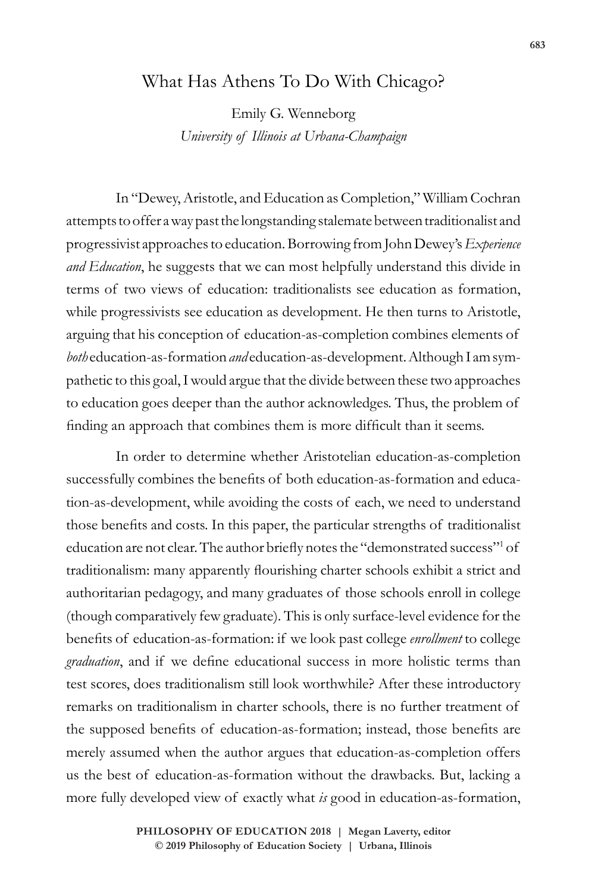# What Has Athens To Do With Chicago?

Emily G. Wenneborg
*University of Illinois at Urbana-Champaign*

In "Dewey, Aristotle, and Education as Completion," William Cochran attempts to offer a way past the longstanding stalemate between traditionalist and progressivist approaches to education. Borrowing from John Dewey's *Experience and Education*, he suggests that we can most helpfully understand this divide in terms of two views of education: traditionalists see education as formation, while progressivists see education as development. He then turns to Aristotle, arguing that his conception of education-as-completion combines elements of *both* education-as-formation *and* education-as-development. Although I am sympathetic to this goal, I would argue that the divide between these two approaches to education goes deeper than the author acknowledges. Thus, the problem of finding an approach that combines them is more difficult than it seems.

In order to determine whether Aristotelian education-as-completion successfully combines the benefits of both education-as-formation and education-as-development, while avoiding the costs of each, we need to understand those benefits and costs. In this paper, the particular strengths of traditionalist education are not clear. The author briefly notes the "demonstrated success"[1] of traditionalism: many apparently flourishing charter schools exhibit a strict and authoritarian pedagogy, and many graduates of those schools enroll in college (though comparatively few graduate). This is only surface-level evidence for the benefits of education-as-formation: if we look past college *enrollment* to college *graduation*, and if we define educational success in more holistic terms than test scores, does traditionalism still look worthwhile? After these introductory remarks on traditionalism in charter schools, there is no further treatment of the supposed benefits of education-as-formation; instead, those benefits are merely assumed when the author argues that education-as-completion offers us the best of education-as-formation without the drawbacks. But, lacking a more fully developed view of exactly what *is* good in education-as-formation,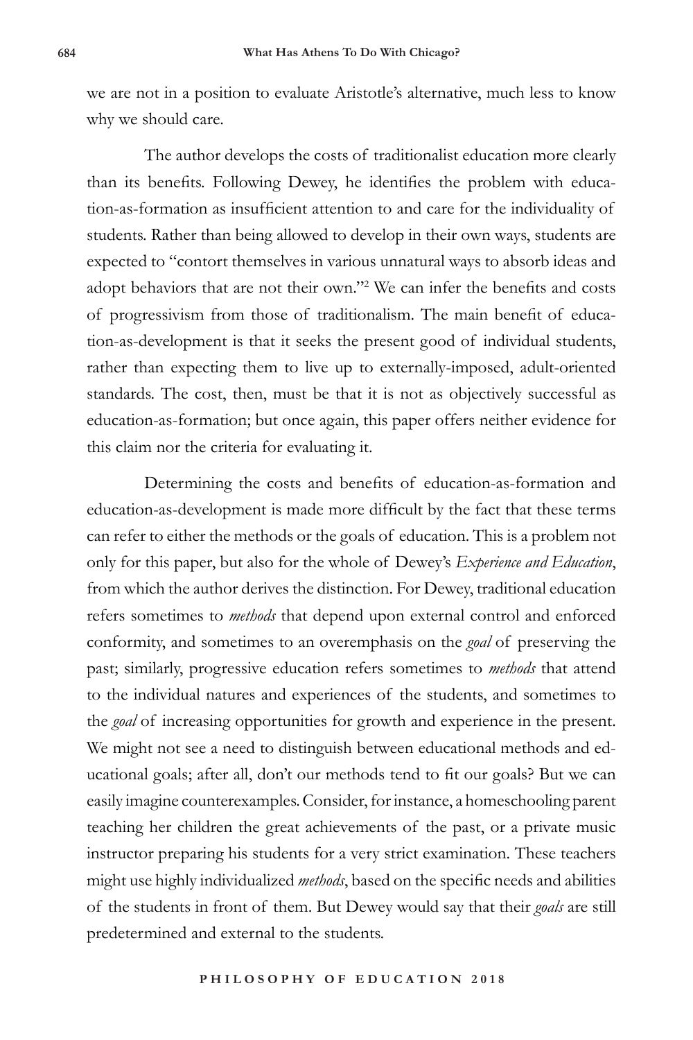we are not in a position to evaluate Aristotle's alternative, much less to know why we should care.

The author develops the costs of traditionalist education more clearly than its benefits. Following Dewey, he identifies the problem with education-as-formation as insufficient attention to and care for the individuality of students. Rather than being allowed to develop in their own ways, students are expected to "contort themselves in various unnatural ways to absorb ideas and adopt behaviors that are not their own."[2] We can infer the benefits and costs of progressivism from those of traditionalism. The main benefit of education-as-development is that it seeks the present good of individual students, rather than expecting them to live up to externally-imposed, adult-oriented standards. The cost, then, must be that it is not as objectively successful as education-as-formation; but once again, this paper offers neither evidence for this claim nor the criteria for evaluating it.

Determining the costs and benefits of education-as-formation and education-as-development is made more difficult by the fact that these terms can refer to either the methods or the goals of education. This is a problem not only for this paper, but also for the whole of Dewey's *Experience and Education*, from which the author derives the distinction. For Dewey, traditional education refers sometimes to *methods* that depend upon external control and enforced conformity, and sometimes to an overemphasis on the *goal* of preserving the past; similarly, progressive education refers sometimes to *methods* that attend to the individual natures and experiences of the students, and sometimes to the *goal* of increasing opportunities for growth and experience in the present. We might not see a need to distinguish between educational methods and educational goals; after all, don't our methods tend to fit our goals? But we can easily imagine counterexamples. Consider, for instance, a homeschooling parent teaching her children the great achievements of the past, or a private music instructor preparing his students for a very strict examination. These teachers might use highly individualized *methods*, based on the specific needs and abilities of the students in front of them. But Dewey would say that their *goals* are still predetermined and external to the students.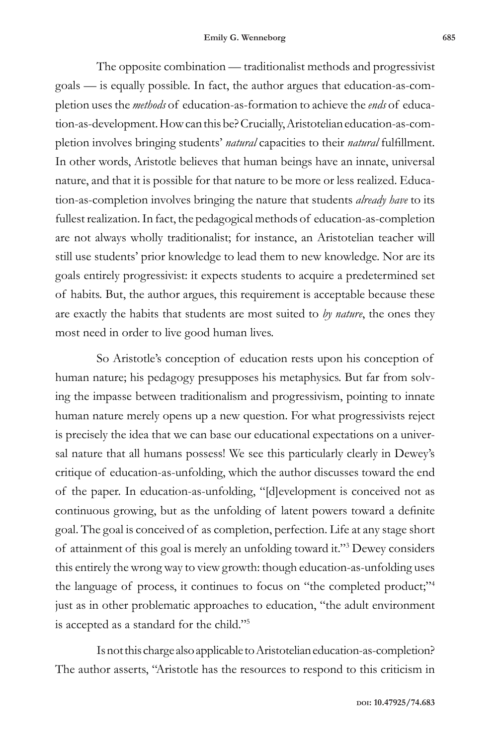The opposite combination — traditionalist methods and progressivist goals — is equally possible. In fact, the author argues that education-as-completion uses the *methods* of education-as-formation to achieve the *ends* of education-as-development. How can this be? Crucially, Aristotelian education-as-completion involves bringing students' *natural* capacities to their *natural* fulfillment. In other words, Aristotle believes that human beings have an innate, universal nature, and that it is possible for that nature to be more or less realized. Education-as-completion involves bringing the nature that students *already have* to its fullest realization. In fact, the pedagogical methods of education-as-completion are not always wholly traditionalist; for instance, an Aristotelian teacher will still use students' prior knowledge to lead them to new knowledge. Nor are its goals entirely progressivist: it expects students to acquire a predetermined set of habits. But, the author argues, this requirement is acceptable because these are exactly the habits that students are most suited to *by nature*, the ones they most need in order to live good human lives.

So Aristotle's conception of education rests upon his conception of human nature; his pedagogy presupposes his metaphysics. But far from solving the impasse between traditionalism and progressivism, pointing to innate human nature merely opens up a new question. For what progressivists reject is precisely the idea that we can base our educational expectations on a universal nature that all humans possess! We see this particularly clearly in Dewey's critique of education-as-unfolding, which the author discusses toward the end of the paper. In education-as-unfolding, "[d]evelopment is conceived not as continuous growing, but as the unfolding of latent powers toward a definite goal. The goal is conceived of as completion, perfection. Life at any stage short of attainment of this goal is merely an unfolding toward it."[3] Dewey considers this entirely the wrong way to view growth: though education-as-unfolding uses the language of process, it continues to focus on "the completed product;"[4] just as in other problematic approaches to education, "the adult environment is accepted as a standard for the child."[5]

Is not this charge also applicable to Aristotelian education-as-completion? The author asserts, "Aristotle has the resources to respond to this criticism in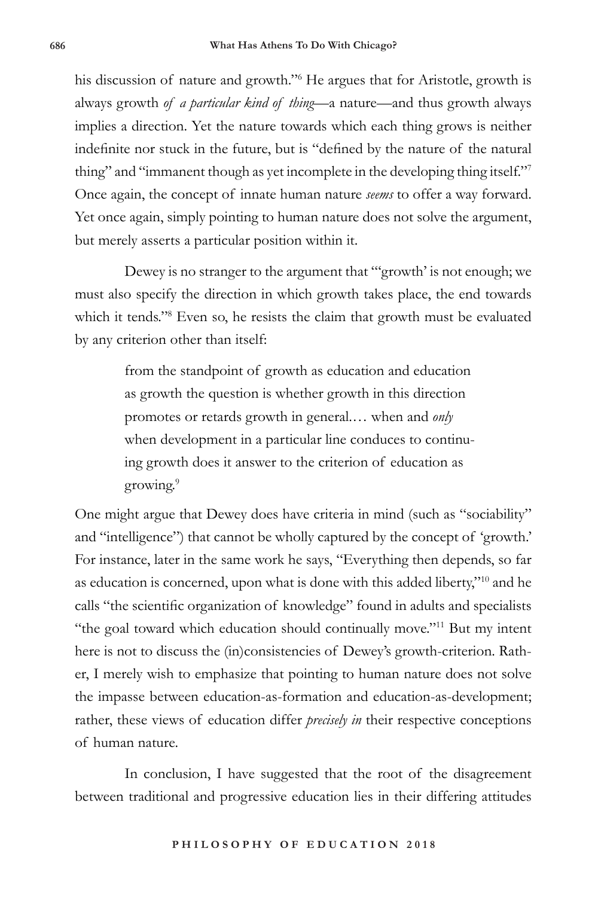his discussion of nature and growth."[6] He argues that for Aristotle, growth is always growth *of a particular kind of thing*—a nature—and thus growth always implies a direction. Yet the nature towards which each thing grows is neither indefinite nor stuck in the future, but is "defined by the nature of the natural thing" and "immanent though as yet incomplete in the developing thing itself."[7] Once again, the concept of innate human nature *seems* to offer a way forward. Yet once again, simply pointing to human nature does not solve the argument, but merely asserts a particular position within it.

Dewey is no stranger to the argument that "'growth' is not enough; we must also specify the direction in which growth takes place, the end towards which it tends."[8] Even so, he resists the claim that growth must be evaluated by any criterion other than itself:

> from the standpoint of growth as education and education as growth the question is whether growth in this direction promotes or retards growth in general.… when and *only* when development in a particular line conduces to continuing growth does it answer to the criterion of education as growing.[9]

One might argue that Dewey does have criteria in mind (such as "sociability" and "intelligence") that cannot be wholly captured by the concept of 'growth.' For instance, later in the same work he says, "Everything then depends, so far as education is concerned, upon what is done with this added liberty,"[10] and he calls "the scientific organization of knowledge" found in adults and specialists "the goal toward which education should continually move."[11] But my intent here is not to discuss the (in)consistencies of Dewey's growth-criterion. Rather, I merely wish to emphasize that pointing to human nature does not solve the impasse between education-as-formation and education-as-development; rather, these views of education differ *precisely in* their respective conceptions of human nature.

In conclusion, I have suggested that the root of the disagreement between traditional and progressive education lies in their differing attitudes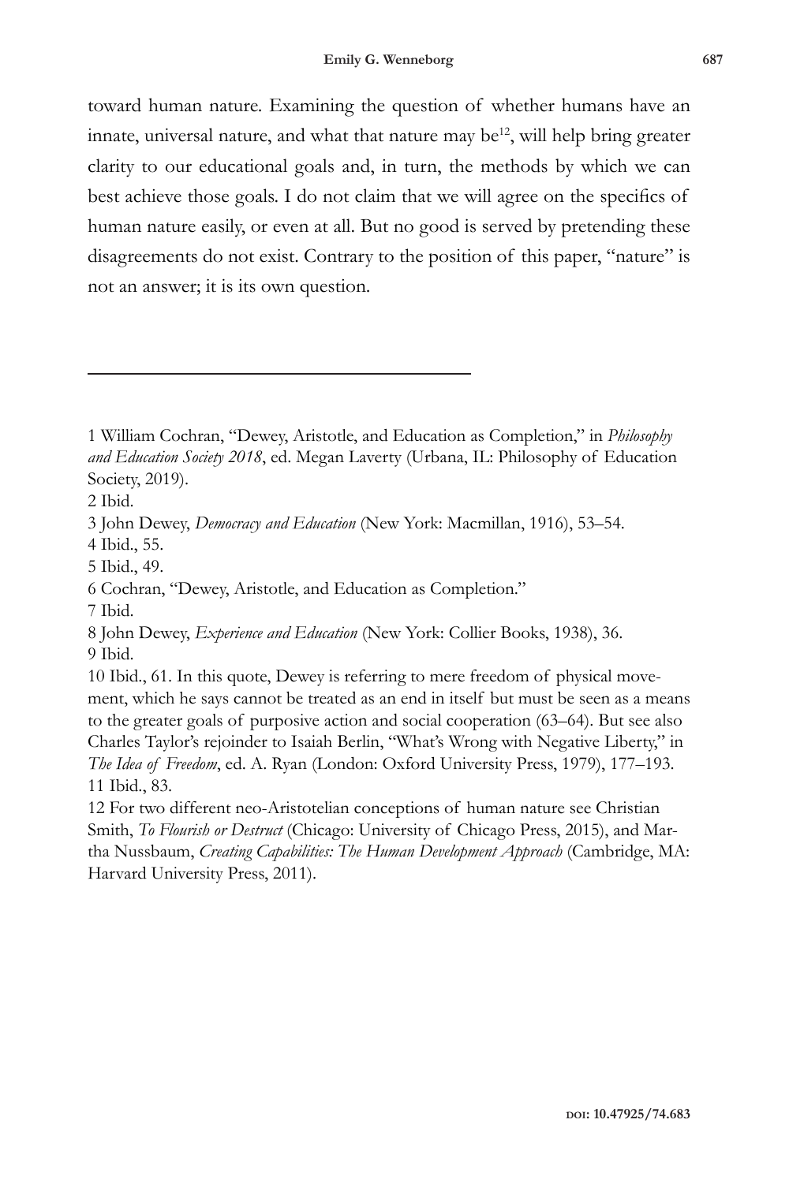toward human nature. Examining the question of whether humans have an innate, universal nature, and what that nature may be[12], will help bring greater clarity to our educational goals and, in turn, the methods by which we can best achieve those goals. I do not claim that we will agree on the specifics of human nature easily, or even at all. But no good is served by pretending these disagreements do not exist. Contrary to the position of this paper, "nature" is not an answer; it is its own question.

---

1 William Cochran, "Dewey, Aristotle, and Education as Completion," in *Philosophy and Education Society 2018*, ed. Megan Laverty (Urbana, IL: Philosophy of Education Society, 2019).

2 Ibid.

3 John Dewey, *Democracy and Education* (New York: Macmillan, 1916), 53–54.

4 Ibid., 55.

5 Ibid., 49.

6 Cochran, "Dewey, Aristotle, and Education as Completion."

7 Ibid.

8 John Dewey, *Experience and Education* (New York: Collier Books, 1938), 36.

9 Ibid.

10 Ibid., 61. In this quote, Dewey is referring to mere freedom of physical movement, which he says cannot be treated as an end in itself but must be seen as a means to the greater goals of purposive action and social cooperation (63–64). But see also Charles Taylor's rejoinder to Isaiah Berlin, "What's Wrong with Negative Liberty," in *The Idea of Freedom*, ed. A. Ryan (London: Oxford University Press, 1979), 177–193.

11 Ibid., 83.

12 For two different neo-Aristotelian conceptions of human nature see Christian Smith, *To Flourish or Destruct* (Chicago: University of Chicago Press, 2015), and Martha Nussbaum, *Creating Capabilities: The Human Development Approach* (Cambridge, MA: Harvard University Press, 2011).